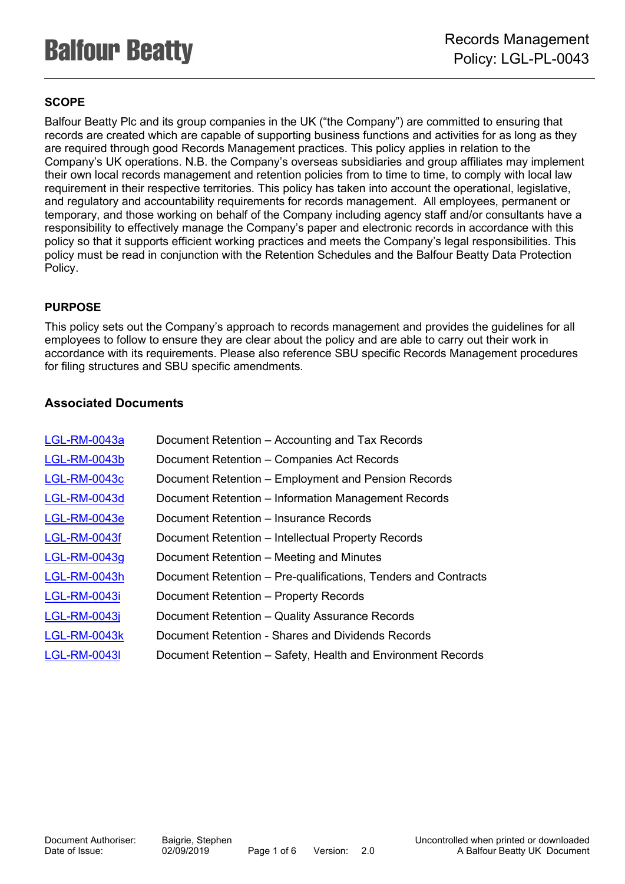# Records Management Policy: LGL-PL-0043

## SCOPE

Balfour Beatty Plc and its group companies in the UK ("the Company") are committed to ensuring that records are created which are capable of supporting business functions and activities for as long as they are required through good Records Management practices. This policy applies in relation to the Company's UK operations. N.B. the Company's overseas subsidiaries and group affiliates may implement their own local records management and retention policies from to time to time, to comply with local law requirement in their respective territories. This policy has taken into account the operational, legislative, and regulatory and accountability requirements for records management. All employees, permanent or temporary, and those working on behalf of the Company including agency staff and/or consultants have a responsibility to effectively manage the Company's paper and electronic records in accordance with this policy so that it supports efficient working practices and meets the Company's legal responsibilities. This policy must be read in conjunction with the Retention Schedules and the Balfour Beatty Data Protection Policy.

## PURPOSE

This policy sets out the Company's approach to records management and provides the guidelines for all employees to follow to ensure they are clear about the policy and are able to carry out their work in accordance with its requirements. Please also reference SBU specific Records Management procedures for filing structures and SBU specific amendments.

## Associated Documents

| | |
|---|---|
| LGL-RM-0043a | Document Retention – Accounting and Tax Records |
| LGL-RM-0043b | Document Retention – Companies Act Records |
| LGL-RM-0043c | Document Retention – Employment and Pension Records |
| LGL-RM-0043d | Document Retention – Information Management Records |
| LGL-RM-0043e | Document Retention – Insurance Records |
| LGL-RM-0043f | Document Retention – Intellectual Property Records |
| LGL-RM-0043g | Document Retention – Meeting and Minutes |
| LGL-RM-0043h | Document Retention – Pre-qualifications, Tenders and Contracts |
| LGL-RM-0043i | Document Retention – Property Records |
| LGL-RM-0043j | Document Retention – Quality Assurance Records |
| LGL-RM-0043k | Document Retention - Shares and Dividends Records |
| LGL-RM-0043l | Document Retention – Safety, Health and Environment Records |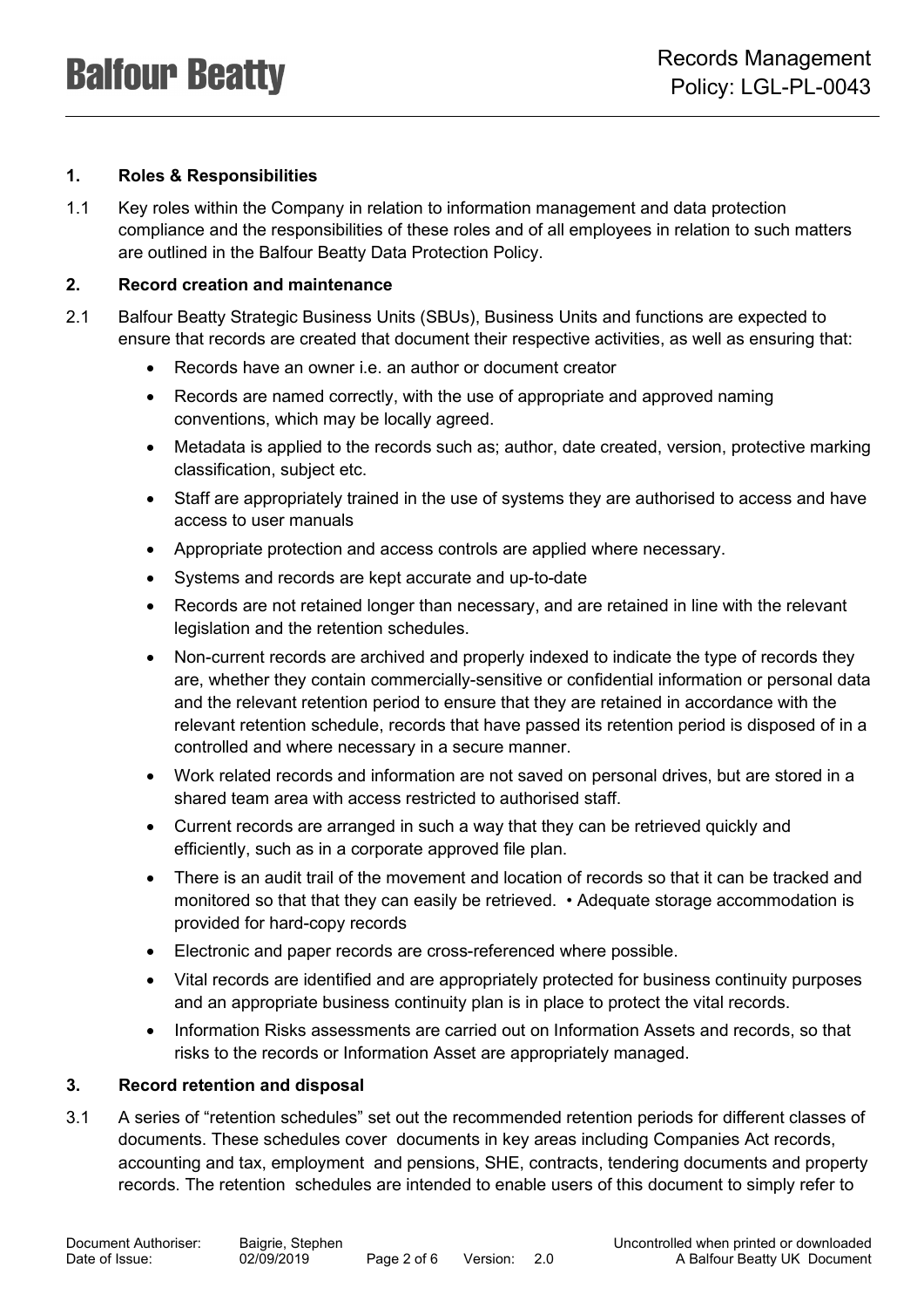## 1. Roles & Responsibilities

1.1 Key roles within the Company in relation to information management and data protection compliance and the responsibilities of these roles and of all employees in relation to such matters are outlined in the Balfour Beatty Data Protection Policy.

## 2. Record creation and maintenance

2.1 Balfour Beatty Strategic Business Units (SBUs), Business Units and functions are expected to ensure that records are created that document their respective activities, as well as ensuring that:

- Records have an owner i.e. an author or document creator
- Records are named correctly, with the use of appropriate and approved naming conventions, which may be locally agreed.
- Metadata is applied to the records such as; author, date created, version, protective marking classification, subject etc.
- Staff are appropriately trained in the use of systems they are authorised to access and have access to user manuals
- Appropriate protection and access controls are applied where necessary.
- Systems and records are kept accurate and up-to-date
- Records are not retained longer than necessary, and are retained in line with the relevant legislation and the retention schedules.
- Non-current records are archived and properly indexed to indicate the type of records they are, whether they contain commercially-sensitive or confidential information or personal data and the relevant retention period to ensure that they are retained in accordance with the relevant retention schedule, records that have passed its retention period is disposed of in a controlled and where necessary in a secure manner.
- Work related records and information are not saved on personal drives, but are stored in a shared team area with access restricted to authorised staff.
- Current records are arranged in such a way that they can be retrieved quickly and efficiently, such as in a corporate approved file plan.
- There is an audit trail of the movement and location of records so that it can be tracked and monitored so that that they can easily be retrieved. • Adequate storage accommodation is provided for hard-copy records
- Electronic and paper records are cross-referenced where possible.
- Vital records are identified and are appropriately protected for business continuity purposes and an appropriate business continuity plan is in place to protect the vital records.
- Information Risks assessments are carried out on Information Assets and records, so that risks to the records or Information Asset are appropriately managed.

## 3. Record retention and disposal

3.1 A series of "retention schedules" set out the recommended retention periods for different classes of documents. These schedules cover documents in key areas including Companies Act records, accounting and tax, employment and pensions, SHE, contracts, tendering documents and property records. The retention schedules are intended to enable users of this document to simply refer to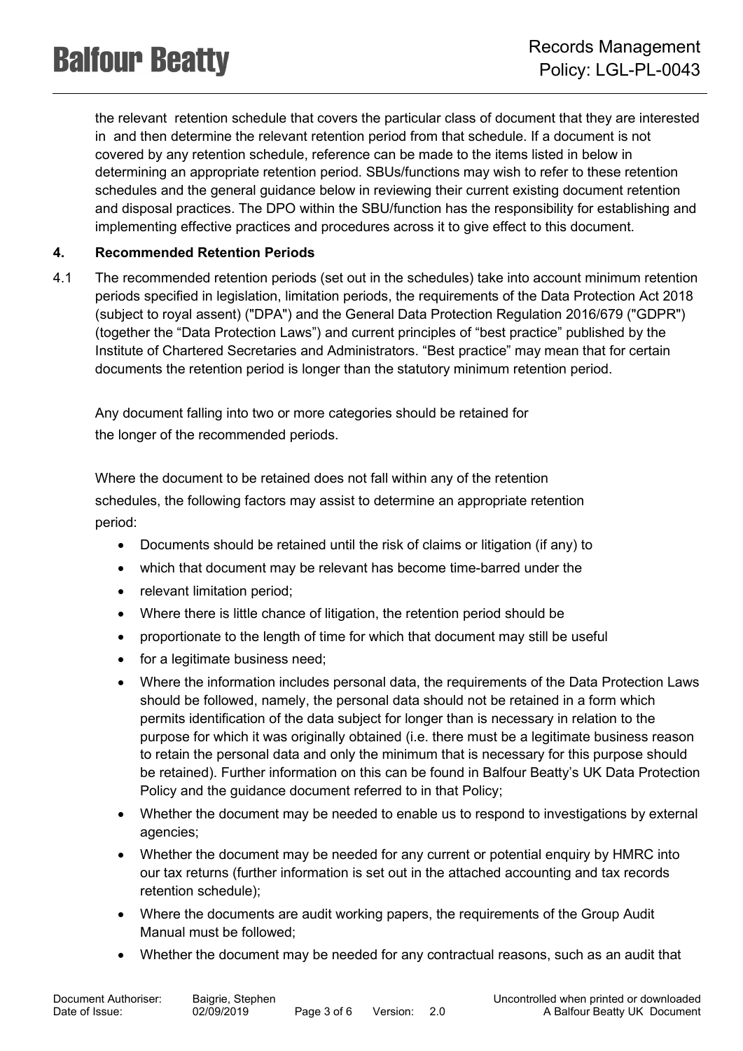the relevant retention schedule that covers the particular class of document that they are interested in and then determine the relevant retention period from that schedule. If a document is not covered by any retention schedule, reference can be made to the items listed in below in determining an appropriate retention period. SBUs/functions may wish to refer to these retention schedules and the general guidance below in reviewing their current existing document retention and disposal practices. The DPO within the SBU/function has the responsibility for establishing and implementing effective practices and procedures across it to give effect to this document.

## 4. Recommended Retention Periods

4.1 The recommended retention periods (set out in the schedules) take into account minimum retention periods specified in legislation, limitation periods, the requirements of the Data Protection Act 2018 (subject to royal assent) ("DPA") and the General Data Protection Regulation 2016/679 ("GDPR") (together the "Data Protection Laws") and current principles of "best practice" published by the Institute of Chartered Secretaries and Administrators. "Best practice" may mean that for certain documents the retention period is longer than the statutory minimum retention period.

Any document falling into two or more categories should be retained for the longer of the recommended periods.

Where the document to be retained does not fall within any of the retention schedules, the following factors may assist to determine an appropriate retention period:

- Documents should be retained until the risk of claims or litigation (if any) to
- which that document may be relevant has become time-barred under the
- relevant limitation period;
- Where there is little chance of litigation, the retention period should be
- proportionate to the length of time for which that document may still be useful
- for a legitimate business need;
- Where the information includes personal data, the requirements of the Data Protection Laws should be followed, namely, the personal data should not be retained in a form which permits identification of the data subject for longer than is necessary in relation to the purpose for which it was originally obtained (i.e. there must be a legitimate business reason to retain the personal data and only the minimum that is necessary for this purpose should be retained). Further information on this can be found in Balfour Beatty's UK Data Protection Policy and the guidance document referred to in that Policy;
- Whether the document may be needed to enable us to respond to investigations by external agencies;
- Whether the document may be needed for any current or potential enquiry by HMRC into our tax returns (further information is set out in the attached accounting and tax records retention schedule);
- Where the documents are audit working papers, the requirements of the Group Audit Manual must be followed;
- Whether the document may be needed for any contractual reasons, such as an audit that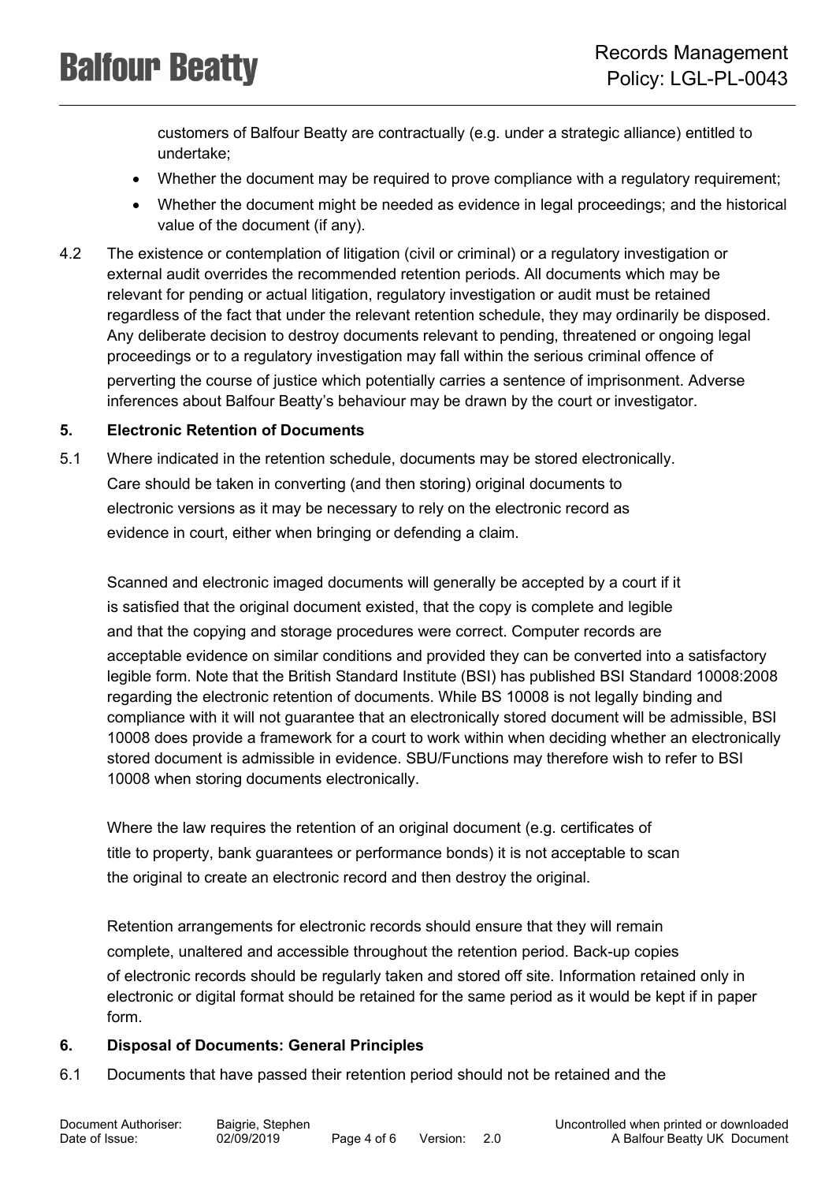customers of Balfour Beatty are contractually (e.g. under a strategic alliance) entitled to undertake;

- Whether the document may be required to prove compliance with a regulatory requirement;
- Whether the document might be needed as evidence in legal proceedings; and the historical value of the document (if any).

4.2 The existence or contemplation of litigation (civil or criminal) or a regulatory investigation or external audit overrides the recommended retention periods. All documents which may be relevant for pending or actual litigation, regulatory investigation or audit must be retained regardless of the fact that under the relevant retention schedule, they may ordinarily be disposed. Any deliberate decision to destroy documents relevant to pending, threatened or ongoing legal proceedings or to a regulatory investigation may fall within the serious criminal offence of perverting the course of justice which potentially carries a sentence of imprisonment. Adverse inferences about Balfour Beatty's behaviour may be drawn by the court or investigator.

**5. Electronic Retention of Documents**

5.1 Where indicated in the retention schedule, documents may be stored electronically. Care should be taken in converting (and then storing) original documents to electronic versions as it may be necessary to rely on the electronic record as evidence in court, either when bringing or defending a claim.

Scanned and electronic imaged documents will generally be accepted by a court if it is satisfied that the original document existed, that the copy is complete and legible and that the copying and storage procedures were correct. Computer records are acceptable evidence on similar conditions and provided they can be converted into a satisfactory legible form. Note that the British Standard Institute (BSI) has published BSI Standard 10008:2008 regarding the electronic retention of documents. While BS 10008 is not legally binding and compliance with it will not guarantee that an electronically stored document will be admissible, BSI 10008 does provide a framework for a court to work within when deciding whether an electronically stored document is admissible in evidence. SBU/Functions may therefore wish to refer to BSI 10008 when storing documents electronically.

Where the law requires the retention of an original document (e.g. certificates of title to property, bank guarantees or performance bonds) it is not acceptable to scan the original to create an electronic record and then destroy the original.

Retention arrangements for electronic records should ensure that they will remain complete, unaltered and accessible throughout the retention period. Back-up copies of electronic records should be regularly taken and stored off site. Information retained only in electronic or digital format should be retained for the same period as it would be kept if in paper form.

**6. Disposal of Documents: General Principles**

6.1 Documents that have passed their retention period should not be retained and the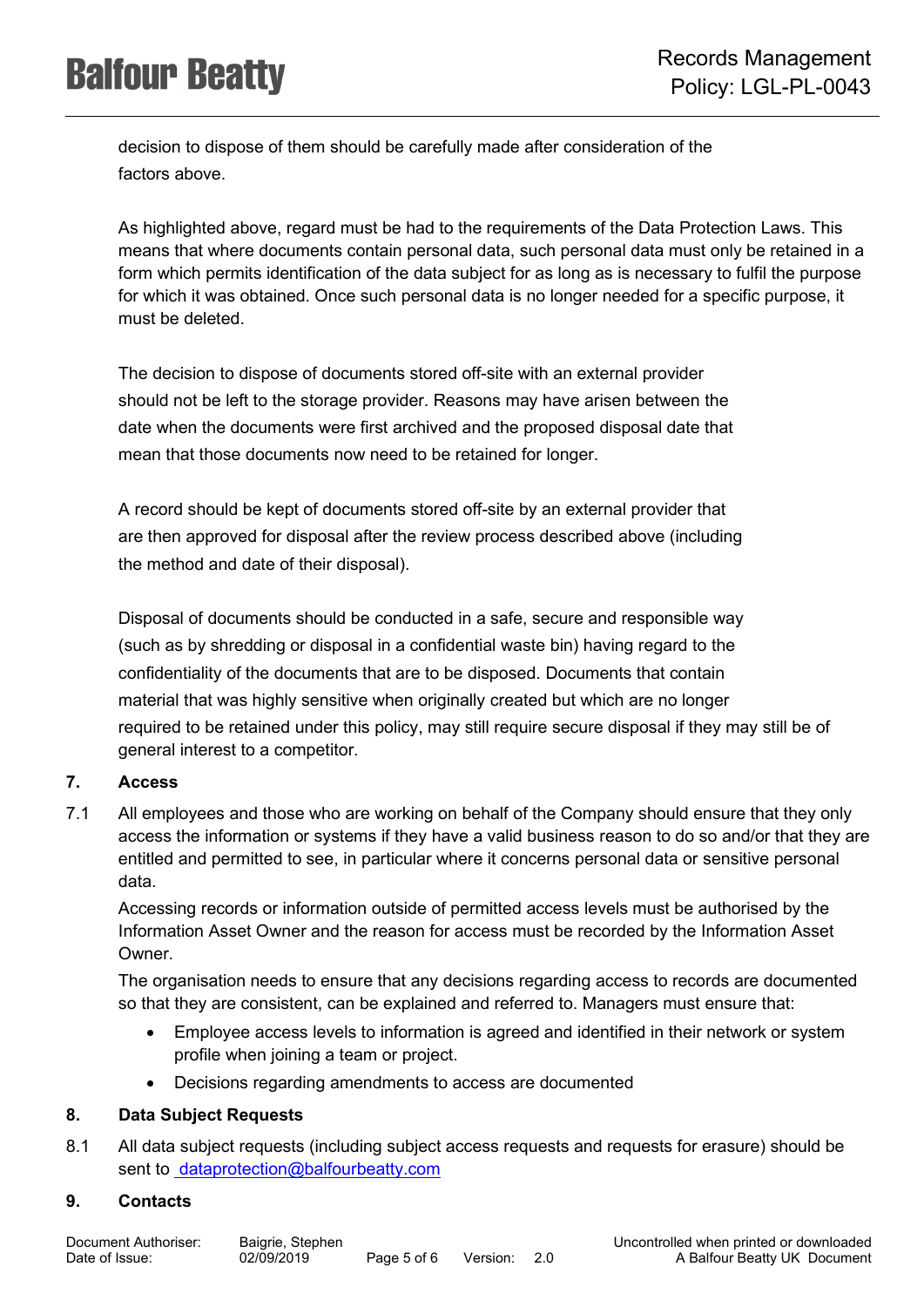decision to dispose of them should be carefully made after consideration of the factors above.

As highlighted above, regard must be had to the requirements of the Data Protection Laws. This means that where documents contain personal data, such personal data must only be retained in a form which permits identification of the data subject for as long as is necessary to fulfil the purpose for which it was obtained. Once such personal data is no longer needed for a specific purpose, it must be deleted.

The decision to dispose of documents stored off-site with an external provider should not be left to the storage provider. Reasons may have arisen between the date when the documents were first archived and the proposed disposal date that mean that those documents now need to be retained for longer.

A record should be kept of documents stored off-site by an external provider that are then approved for disposal after the review process described above (including the method and date of their disposal).

Disposal of documents should be conducted in a safe, secure and responsible way (such as by shredding or disposal in a confidential waste bin) having regard to the confidentiality of the documents that are to be disposed. Documents that contain material that was highly sensitive when originally created but which are no longer required to be retained under this policy, may still require secure disposal if they may still be of general interest to a competitor.

## 7. Access

7.1 All employees and those who are working on behalf of the Company should ensure that they only access the information or systems if they have a valid business reason to do so and/or that they are entitled and permitted to see, in particular where it concerns personal data or sensitive personal data.

Accessing records or information outside of permitted access levels must be authorised by the Information Asset Owner and the reason for access must be recorded by the Information Asset Owner.

The organisation needs to ensure that any decisions regarding access to records are documented so that they are consistent, can be explained and referred to. Managers must ensure that:

- Employee access levels to information is agreed and identified in their network or system profile when joining a team or project.
- Decisions regarding amendments to access are documented

## 8. Data Subject Requests

8.1 All data subject requests (including subject access requests and requests for erasure) should be sent to dataprotection@balfourbeatty.com

## 9. Contacts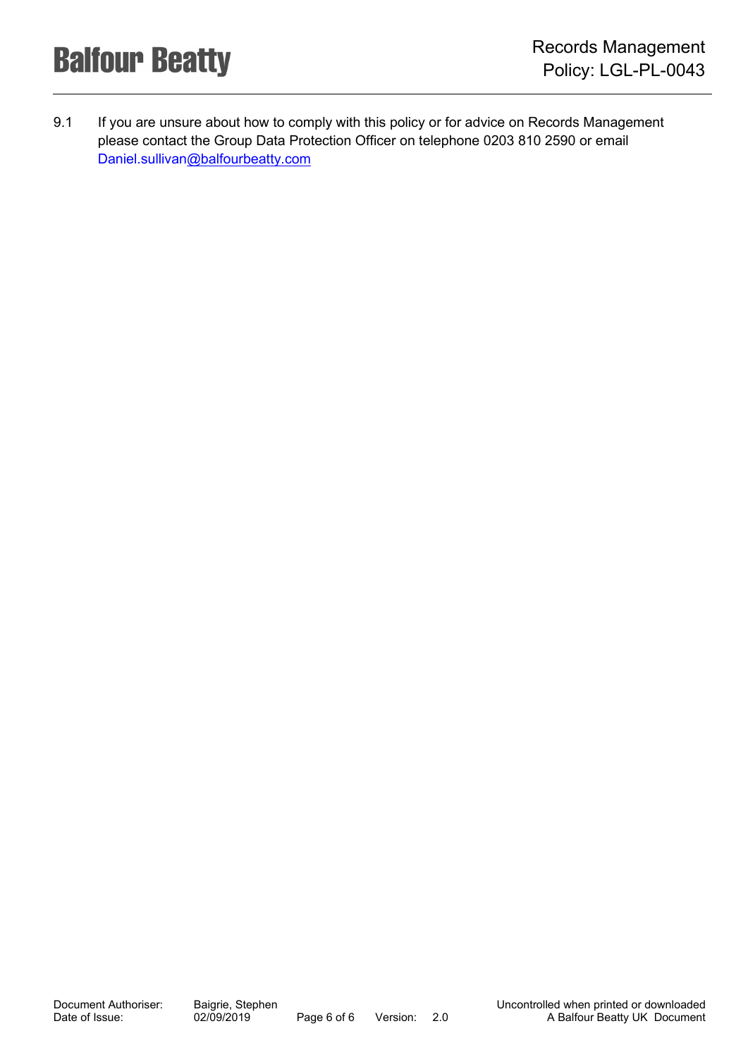9.1 If you are unsure about how to comply with this policy or for advice on Records Management please contact the Group Data Protection Officer on telephone 0203 810 2590 or email Daniel.sullivan@balfourbeatty.com